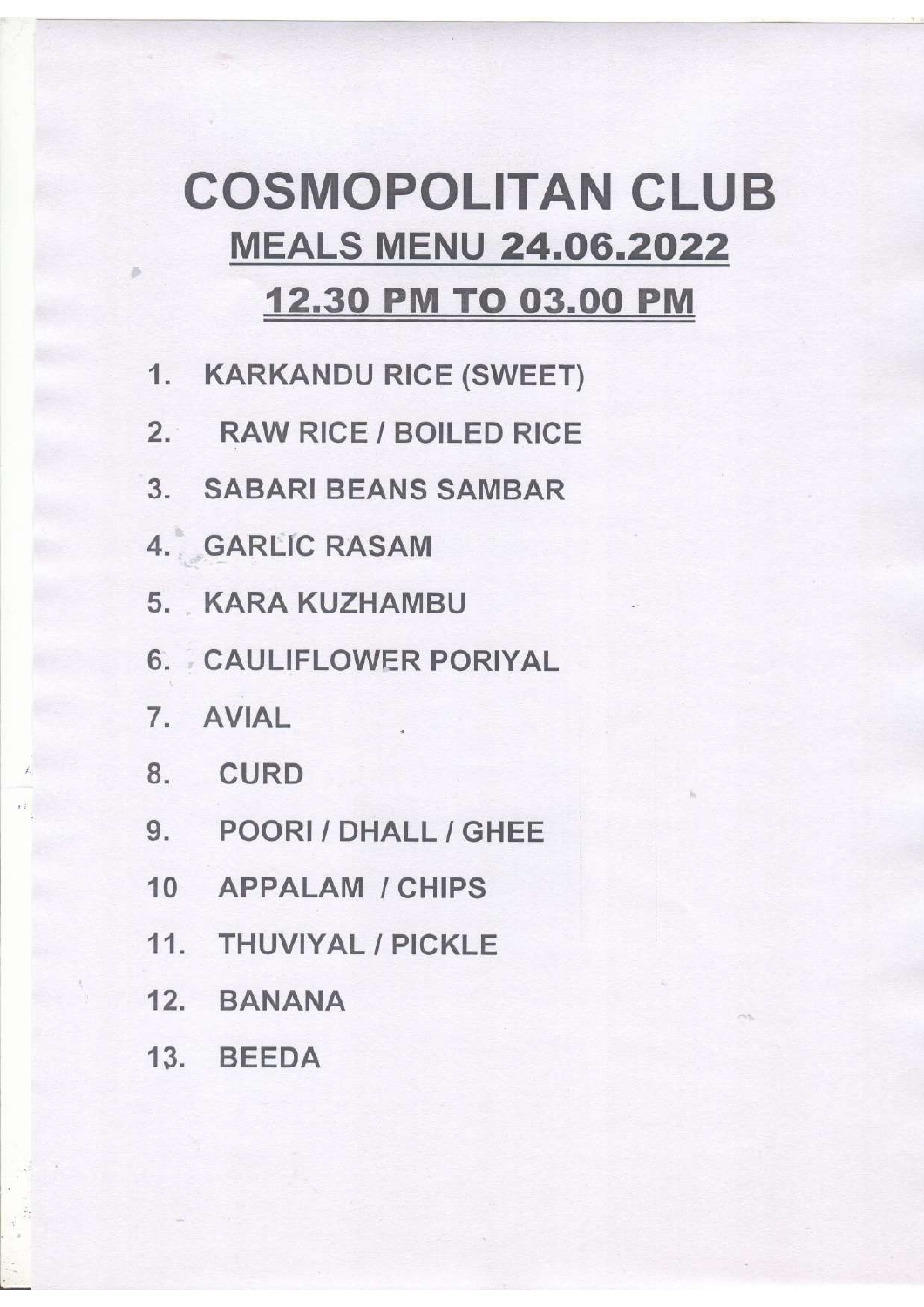# COSMOPOLITAN CLUB

## MEALS MENU 24.06.2022

## 12.30 PM TO 03.00 PM

1. KARKANDU RICE (SWEET)
2. RAW RICE / BOILED RICE
3. SABARI BEANS SAMBAR
4. GARLIC RASAM
5. KARA KUZHAMBU
6. CAULIFLOWER PORIYAL
7. AVIAL
8. CURD
9. POORI / DHALL / GHEE
10. APPALAM / CHIPS
11. THUVIYAL / PICKLE
12. BANANA
13. BEEDA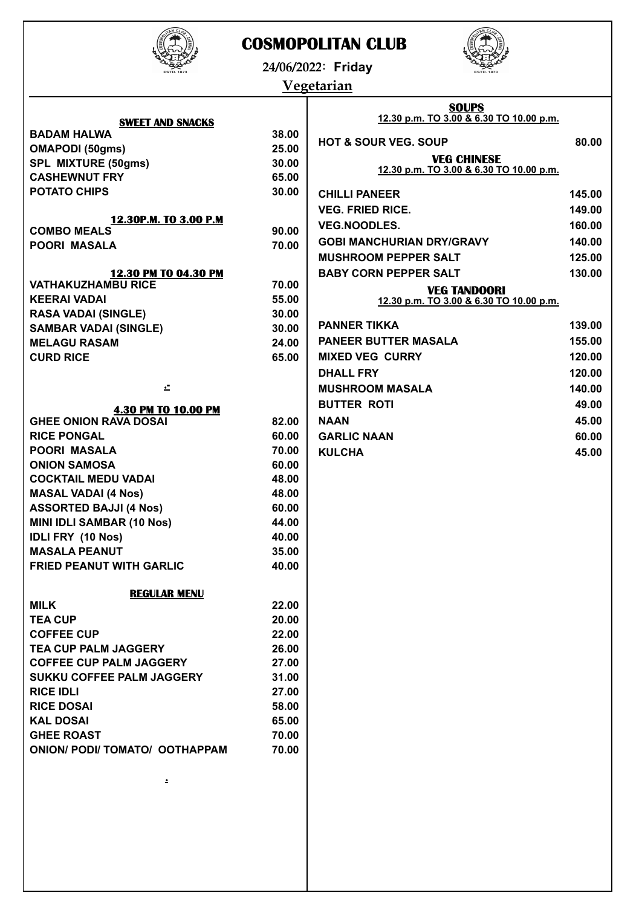# COSMOPOLITAN CLUB

24/06/2022: **Friday**

## Vegetarian

### SWEET AND SNACKS

| Item | Price |
|---|---|
| BADAM HALWA | 38.00 |
| OMAPODI (50gms) | 25.00 |
| SPL MIXTURE (50gms) | 30.00 |
| CASHEWNUT FRY | 65.00 |
| POTATO CHIPS | 30.00 |

### 12.30P.M. TO 3.00 P.M

| Item | Price |
|---|---|
| COMBO MEALS | 90.00 |
| POORI MASALA | 70.00 |

### 12.30 PM TO 04.30 PM

| Item | Price |
|---|---|
| VATHAKUZHAMBU RICE | 70.00 |
| KEERAI VADAI | 55.00 |
| RASA VADAI (SINGLE) | 30.00 |
| SAMBAR VADAI (SINGLE) | 30.00 |
| MELAGU RASAM | 24.00 |
| CURD RICE | 65.00 |

### 4.30 PM TO 10.00 PM

| Item | Price |
|---|---|
| GHEE ONION RAVA DOSAI | 82.00 |
| RICE PONGAL | 60.00 |
| POORI MASALA | 70.00 |
| ONION SAMOSA | 60.00 |
| COCKTAIL MEDU VADAI | 48.00 |
| MASAL VADAI (4 Nos) | 48.00 |
| ASSORTED BAJJI (4 Nos) | 60.00 |
| MINI IDLI SAMBAR (10 Nos) | 44.00 |
| IDLI FRY (10 Nos) | 40.00 |
| MASALA PEANUT | 35.00 |
| FRIED PEANUT WITH GARLIC | 40.00 |

### REGULAR MENU

| Item | Price |
|---|---|
| MILK | 22.00 |
| TEA CUP | 20.00 |
| COFFEE CUP | 22.00 |
| TEA CUP PALM JAGGERY | 26.00 |
| COFFEE CUP PALM JAGGERY | 27.00 |
| SUKKU COFFEE PALM JAGGERY | 31.00 |
| RICE IDLI | 27.00 |
| RICE DOSAI | 58.00 |
| KAL DOSAI | 65.00 |
| GHEE ROAST | 70.00 |
| ONION/ PODI/ TOMATO/ OOTHAPPAM | 70.00 |

### SOUPS

12.30 p.m. TO 3.00 & 6.30 TO 10.00 p.m.

| Item | Price |
|---|---|
| HOT & SOUR VEG. SOUP | 80.00 |

### VEG CHINESE

12.30 p.m. TO 3.00 & 6.30 TO 10.00 p.m.

| Item | Price |
|---|---|
| CHILLI PANEER | 145.00 |
| VEG. FRIED RICE. | 149.00 |
| VEG.NOODLES. | 160.00 |
| GOBI MANCHURIAN DRY/GRAVY | 140.00 |
| MUSHROOM PEPPER SALT | 125.00 |
| BABY CORN PEPPER SALT | 130.00 |

### VEG TANDOORI

12.30 p.m. TO 3.00 & 6.30 TO 10.00 p.m.

| Item | Price |
|---|---|
| PANNER TIKKA | 139.00 |
| PANEER BUTTER MASALA | 155.00 |
| MIXED VEG CURRY | 120.00 |
| DHALL FRY | 120.00 |
| MUSHROOM MASALA | 140.00 |
| BUTTER ROTI | 49.00 |
| NAAN | 45.00 |
| GARLIC NAAN | 60.00 |
| KULCHA | 45.00 |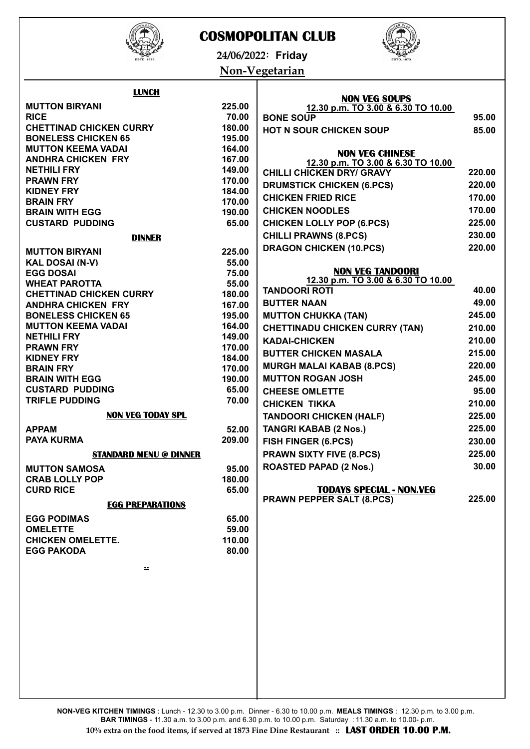# COSMOPOLITAN CLUB

ESTD. 1873

24/06/2022: **Friday**

## Non-Vegetarian

### LUNCH

| | |
|---|---|
| MUTTON BIRYANI | 225.00 |
| RICE | 70.00 |
| CHETTINAD CHICKEN CURRY | 180.00 |
| BONELESS CHICKEN 65 | 195.00 |
| MUTTON KEEMA VADAI | 164.00 |
| ANDHRA CHICKEN FRY | 167.00 |
| NETHILI FRY | 149.00 |
| PRAWN FRY | 170.00 |
| KIDNEY FRY | 184.00 |
| BRAIN FRY | 170.00 |
| BRAIN WITH EGG | 190.00 |
| CUSTARD PUDDING | 65.00 |

### DINNER

| | |
|---|---|
| MUTTON BIRYANI | 225.00 |
| KAL DOSAI (N-V) | 55.00 |
| EGG DOSAI | 75.00 |
| WHEAT PAROTTA | 55.00 |
| CHETTINAD CHICKEN CURRY | 180.00 |
| ANDHRA CHICKEN FRY | 167.00 |
| BONELESS CHICKEN 65 | 195.00 |
| MUTTON KEEMA VADAI | 164.00 |
| NETHILI FRY | 149.00 |
| PRAWN FRY | 170.00 |
| KIDNEY FRY | 184.00 |
| BRAIN FRY | 170.00 |
| BRAIN WITH EGG | 190.00 |
| CUSTARD PUDDING | 65.00 |
| TRIFLE PUDDING | 70.00 |

### NON VEG TODAY SPL

| | |
|---|---|
| APPAM | 52.00 |
| PAYA KURMA | 209.00 |

### STANDARD MENU @ DINNER

| | |
|---|---|
| MUTTON SAMOSA | 95.00 |
| CRAB LOLLY POP | 180.00 |
| CURD RICE | 65.00 |

### EGG PREPARATIONS

| | |
|---|---|
| EGG PODIMAS | 65.00 |
| OMELETTE | 59.00 |
| CHICKEN OMELETTE. | 110.00 |
| EGG PAKODA | 80.00 |

..

### NON VEG SOUPS

12.30 p.m. TO 3.00 & 6.30 TO 10.00

| | |
|---|---|
| BONE SOUP | 95.00 |
| HOT N SOUR CHICKEN SOUP | 85.00 |

### NON VEG CHINESE

12.30 p.m. TO 3.00 & 6.30 TO 10.00

| | |
|---|---|
| CHILLI CHICKEN DRY/ GRAVY | 220.00 |
| DRUMSTICK CHICKEN (6.PCS) | 220.00 |
| CHICKEN FRIED RICE | 170.00 |
| CHICKEN NOODLES | 170.00 |
| CHICKEN LOLLY POP (6.PCS) | 225.00 |
| CHILLI PRAWNS (8.PCS) | 230.00 |
| DRAGON CHICKEN (10.PCS) | 220.00 |

### NON VEG TANDOORI

12.30 p.m. TO 3.00 & 6.30 TO 10.00

| | |
|---|---|
| TANDOORI ROTI | 40.00 |
| BUTTER NAAN | 49.00 |
| MUTTON CHUKKA (TAN) | 245.00 |
| CHETTINADU CHICKEN CURRY (TAN) | 210.00 |
| KADAI-CHICKEN | 210.00 |
| BUTTER CHICKEN MASALA | 215.00 |
| MURGH MALAI KABAB (8.PCS) | 220.00 |
| MUTTON ROGAN JOSH | 245.00 |
| CHEESE OMLETTE | 95.00 |
| CHICKEN TIKKA | 210.00 |
| TANDOORI CHICKEN (HALF) | 225.00 |
| TANGRI KABAB (2 Nos.) | 225.00 |
| FISH FINGER (6.PCS) | 230.00 |
| PRAWN SIXTY FIVE (8.PCS) | 225.00 |
| ROASTED PAPAD (2 Nos.) | 30.00 |

### TODAYS SPECIAL - NON.VEG

| | |
|---|---|
| PRAWN PEPPER SALT (8.PCS) | 225.00 |

**NON-VEG KITCHEN TIMINGS** : Lunch - 12.30 to 3.00 p.m. Dinner - 6.30 to 10.00 p.m. **MEALS TIMINGS** : 12.30 p.m. to 3.00 p.m.
**BAR TIMINGS** - 11.30 a.m. to 3.00 p.m. and 6.30 p.m. to 10.00 p.m. Saturday : 11.30 a.m. to 10.00- p.m.

**10% extra on the food items, if served at 1873 Fine Dine Restaurant :: LAST ORDER 10.00 P.M.**